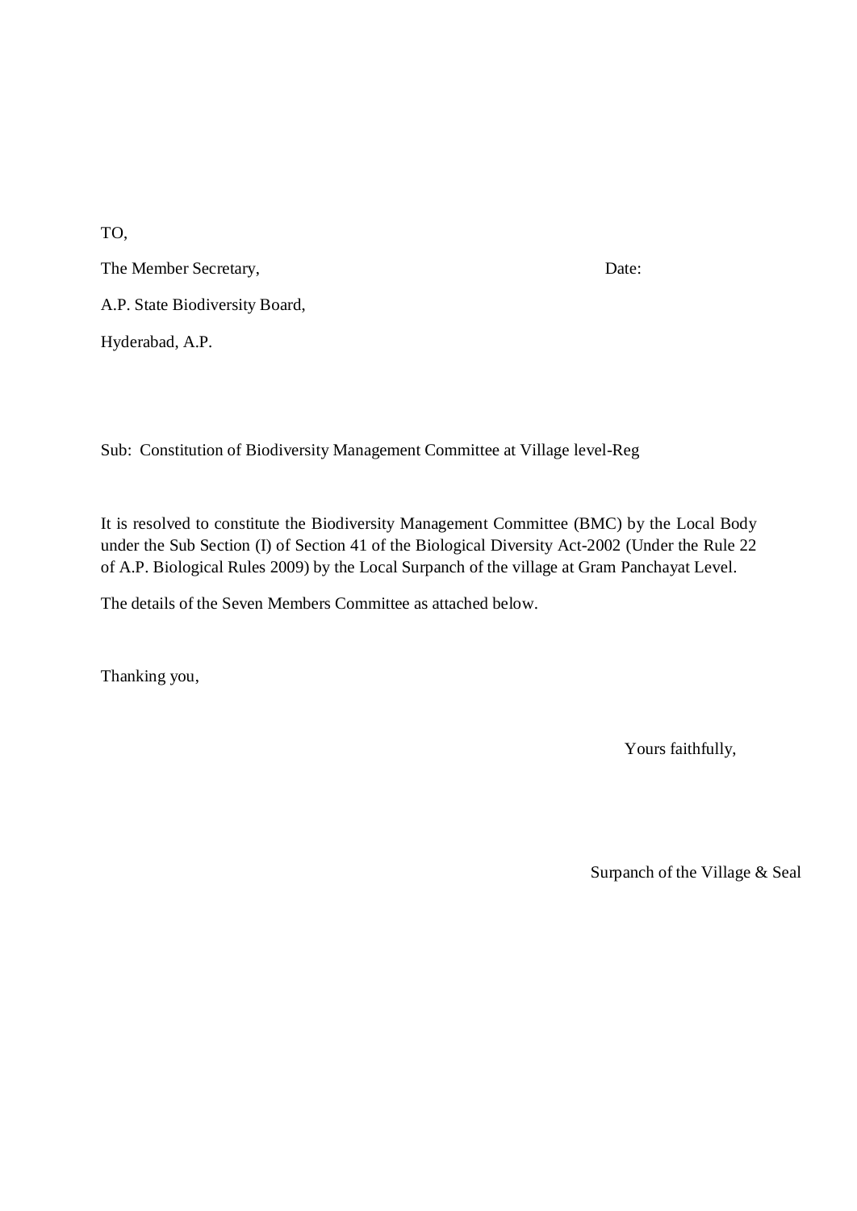TO,

The Member Secretary, Date:

A.P. State Biodiversity Board,

Hyderabad, A.P.

Sub: Constitution of Biodiversity Management Committee at Village level-Reg

It is resolved to constitute the Biodiversity Management Committee (BMC) by the Local Body under the Sub Section (I) of Section 41 of the Biological Diversity Act-2002 (Under the Rule 22 of A.P. Biological Rules 2009) by the Local Surpanch of the village at Gram Panchayat Level.

The details of the Seven Members Committee as attached below.

Thanking you,

Yours faithfully,

Surpanch of the Village & Seal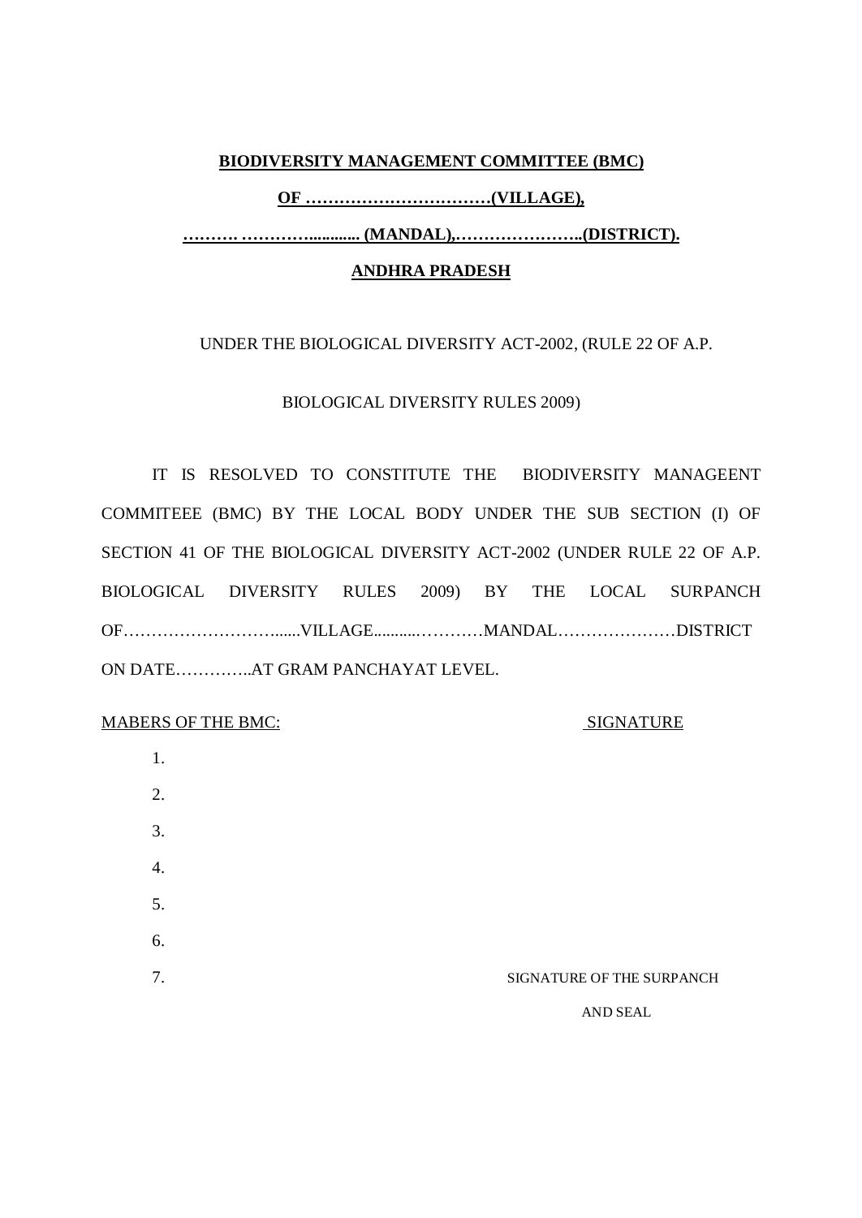**BIODIVERSITY MANAGEMENT COMMITTEE (BMC)**

**OF ……………………………(VILLAGE),**

**………. ………….......... (MANDAL),…………………..(DISTRICT).**

**ANDHRA PRADESH**

UNDER THE BIOLOGICAL DIVERSITY ACT-2002, (RULE 22 OF A.P.

BIOLOGICAL DIVERSITY RULES 2009)

IT IS RESOLVED TO CONSTITUTE THE BIODIVERSITY MANAGEENT COMMITEEE (BMC) BY THE LOCAL BODY UNDER THE SUB SECTION (I) OF SECTION 41 OF THE BIOLOGICAL DIVERSITY ACT-2002 (UNDER RULE 22 OF A.P. BIOLOGICAL DIVERSITY RULES 2009) BY THE LOCAL SURPANCH OF……………………......VILLAGE...........…………MANDAL…………………DISTRICT ON DATE…………..AT GRAM PANCHAYAT LEVEL.

MABERS OF THE BMC: SIGNATURE

1.
2.
3.
4.
5.
6.
7.

SIGNATURE OF THE SURPANCH

AND SEAL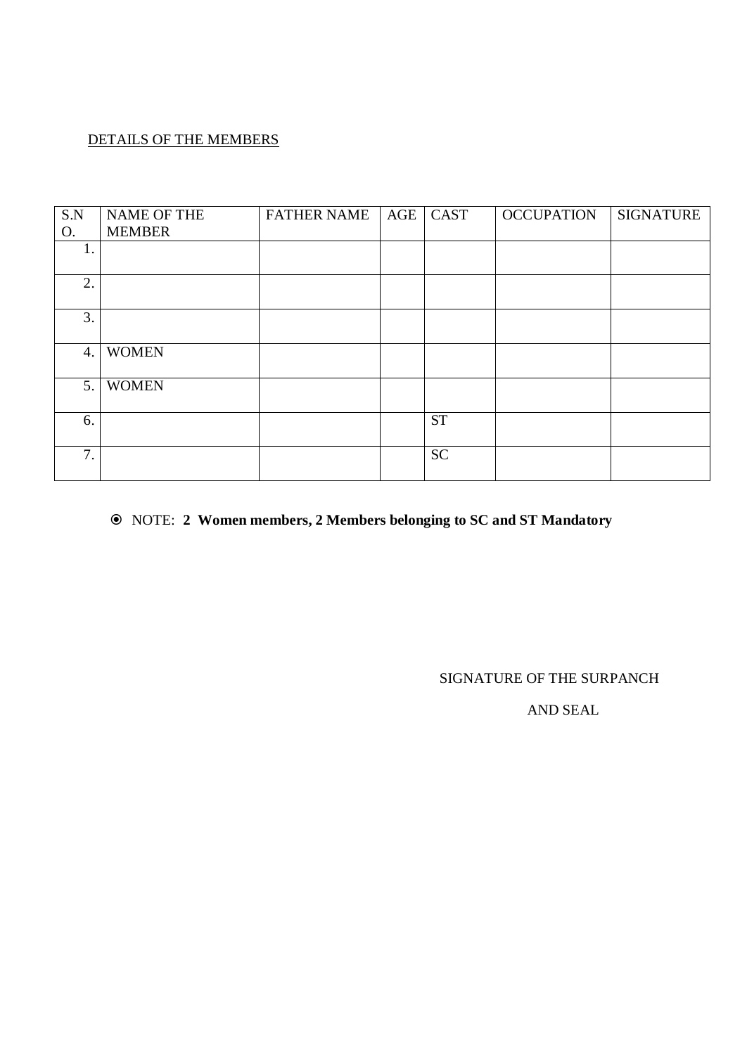<u>DETAILS OF THE MEMBERS</u>

| S.NO. | NAME OF THE MEMBER | FATHER NAME | AGE | CAST | OCCUPATION | SIGNATURE |
|---|---|---|---|---|---|---|
| 1. | | | | | | |
| 2. | | | | | | |
| 3. | | | | | | |
| 4. | WOMEN | | | | | |
| 5. | WOMEN | | | | | |
| 6. | | | | ST | | |
| 7. | | | | SC | | |

- NOTE: **2 Women members, 2 Members belonging to SC and ST Mandatory**

SIGNATURE OF THE SURPANCH

AND SEAL